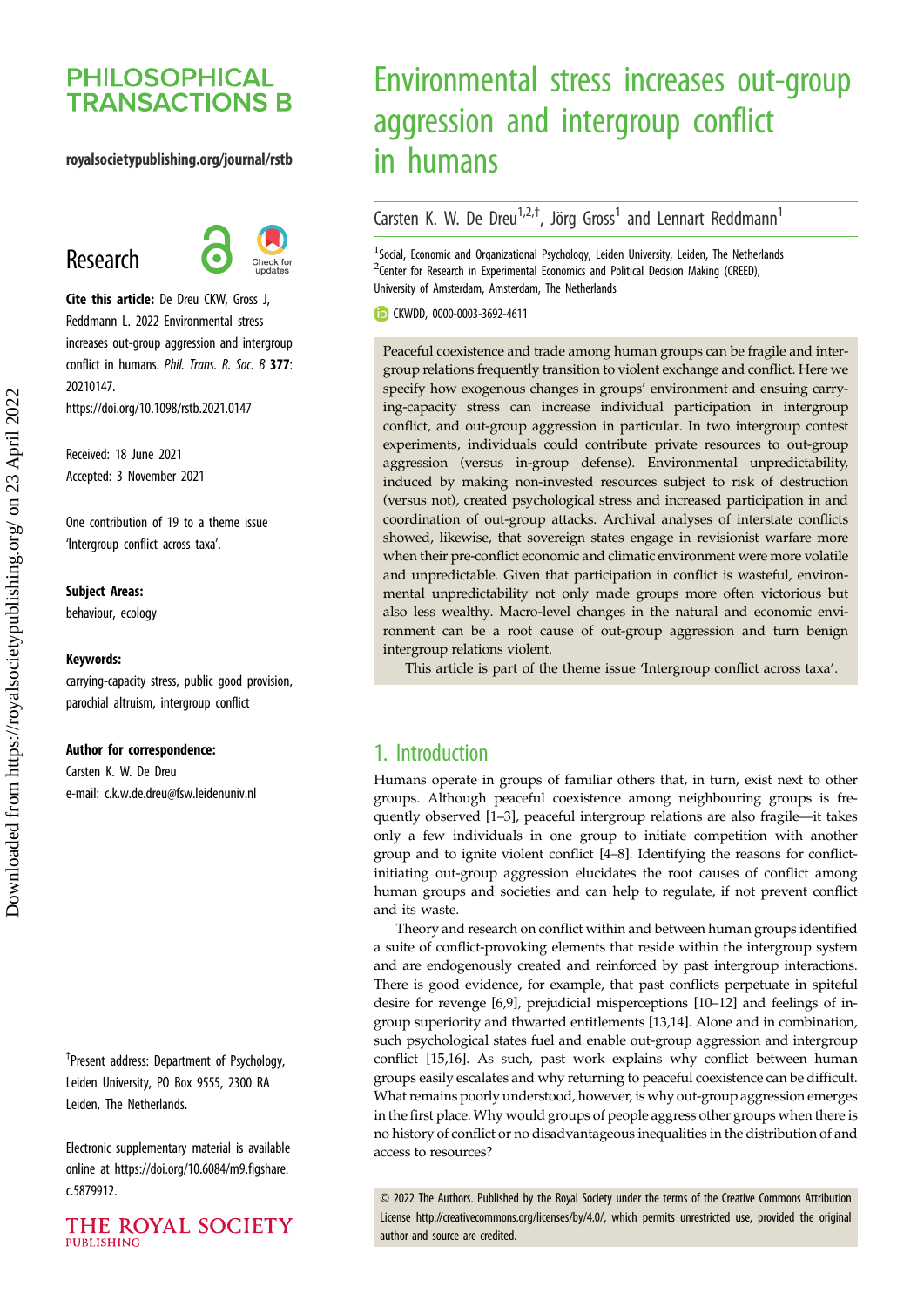# PHILOSOPHICAL TRANSACTIONS B

royalsocietypublishing.org/journal/rstb

## Research

**Cite this article:** De Dreu CKW, Gross J, Reddmann L. 2022 Environmental stress increases out-group aggression and intergroup conflict in humans. *Phil. Trans. R. Soc. B* **377**: 20210147.
https://doi.org/10.1098/rstb.2021.0147

Received: 18 June 2021
Accepted: 3 November 2021

One contribution of 19 to a theme issue 'Intergroup conflict across taxa'.

**Subject Areas:**
behaviour, ecology

**Keywords:**
carrying-capacity stress, public good provision, parochial altruism, intergroup conflict

**Author for correspondence:**
Carsten K. W. De Dreu
e-mail: c.k.w.de.dreu@fsw.leidenuniv.nl

†Present address: Department of Psychology, Leiden University, PO Box 9555, 2300 RA Leiden, The Netherlands.

Electronic supplementary material is available online at https://doi.org/10.6084/m9.figshare.c.5879912.

# Environmental stress increases out-group aggression and intergroup conflict in humans

Carsten K. W. De Dreu[1,2,†], Jörg Gross[1] and Lennart Reddmann[1]

[1]Social, Economic and Organizational Psychology, Leiden University, Leiden, The Netherlands
[2]Center for Research in Experimental Economics and Political Decision Making (CREED), University of Amsterdam, Amsterdam, The Netherlands

CKWDD, 0000-0003-3692-4611

Peaceful coexistence and trade among human groups can be fragile and intergroup relations frequently transition to violent exchange and conflict. Here we specify how exogenous changes in groups' environment and ensuing carrying-capacity stress can increase individual participation in intergroup conflict, and out-group aggression in particular. In two intergroup contest experiments, individuals could contribute private resources to out-group aggression (versus in-group defense). Environmental unpredictability, induced by making non-invested resources subject to risk of destruction (versus not), created psychological stress and increased participation in and coordination of out-group attacks. Archival analyses of interstate conflicts showed, likewise, that sovereign states engage in revisionist warfare more when their pre-conflict economic and climatic environment were more volatile and unpredictable. Given that participation in conflict is wasteful, environmental unpredictability not only made groups more often victorious but also less wealthy. Macro-level changes in the natural and economic environment can be a root cause of out-group aggression and turn benign intergroup relations violent.

This article is part of the theme issue 'Intergroup conflict across taxa'.

## 1. Introduction

Humans operate in groups of familiar others that, in turn, exist next to other groups. Although peaceful coexistence among neighbouring groups is frequently observed [1–3], peaceful intergroup relations are also fragile—it takes only a few individuals in one group to initiate competition with another group and to ignite violent conflict [4–8]. Identifying the reasons for conflict-initiating out-group aggression elucidates the root causes of conflict among human groups and societies and can help to regulate, if not prevent conflict and its waste.

Theory and research on conflict within and between human groups identified a suite of conflict-provoking elements that reside within the intergroup system and are endogenously created and reinforced by past intergroup interactions. There is good evidence, for example, that past conflicts perpetuate in spiteful desire for revenge [6,9], prejudicial misperceptions [10–12] and feelings of in-group superiority and thwarted entitlements [13,14]. Alone and in combination, such psychological states fuel and enable out-group aggression and intergroup conflict [15,16]. As such, past work explains why conflict between human groups easily escalates and why returning to peaceful coexistence can be difficult. What remains poorly understood, however, is why out-group aggression emerges in the first place. Why would groups of people aggress other groups when there is no history of conflict or no disadvantageous inequalities in the distribution of and access to resources?

© 2022 The Authors. Published by the Royal Society under the terms of the Creative Commons Attribution License http://creativecommons.org/licenses/by/4.0/, which permits unrestricted use, provided the original author and source are credited.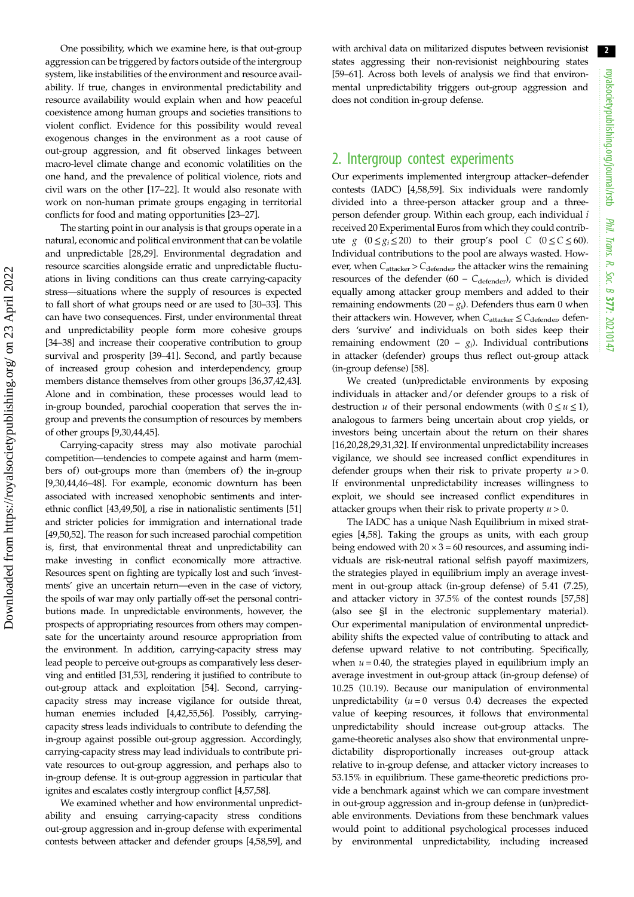One possibility, which we examine here, is that out-group aggression can be triggered by factors outside of the intergroup system, like instabilities of the environment and resource availability. If true, changes in environmental predictability and resource availability would explain when and how peaceful coexistence among human groups and societies transitions to violent conflict. Evidence for this possibility would reveal exogenous changes in the environment as a root cause of out-group aggression, and fit observed linkages between macro-level climate change and economic volatilities on the one hand, and the prevalence of political violence, riots and civil wars on the other [17–22]. It would also resonate with work on non-human primate groups engaging in territorial conflicts for food and mating opportunities [23–27].

The starting point in our analysis is that groups operate in a natural, economic and political environment that can be volatile and unpredictable [28,29]. Environmental degradation and resource scarcities alongside erratic and unpredictable fluctuations in living conditions can thus create carrying-capacity stress—situations where the supply of resources is expected to fall short of what groups need or are used to [30–33]. This can have two consequences. First, under environmental threat and unpredictability people form more cohesive groups [34–38] and increase their cooperative contribution to group survival and prosperity [39–41]. Second, and partly because of increased group cohesion and interdependency, group members distance themselves from other groups [36,37,42,43]. Alone and in combination, these processes would lead to in-group bounded, parochial cooperation that serves the in-group and prevents the consumption of resources by members of other groups [9,30,44,45].

Carrying-capacity stress may also motivate parochial competition—tendencies to compete against and harm (members of) out-groups more than (members of) the in-group [9,30,44,46–48]. For example, economic downturn has been associated with increased xenophobic sentiments and inter-ethnic conflict [43,49,50], a rise in nationalistic sentiments [51] and stricter policies for immigration and international trade [49,50,52]. The reason for such increased parochial competition is, first, that environmental threat and unpredictability can make investing in conflict economically more attractive. Resources spent on fighting are typically lost and such 'investments' give an uncertain return—even in the case of victory, the spoils of war may only partially off-set the personal contributions made. In unpredictable environments, however, the prospects of appropriating resources from others may compensate for the uncertainty around resource appropriation from the environment. In addition, carrying-capacity stress may lead people to perceive out-groups as comparatively less deserving and entitled [31,53], rendering it justified to contribute to out-group attack and exploitation [54]. Second, carrying-capacity stress may increase vigilance for outside threat, human enemies included [4,42,55,56]. Possibly, carrying-capacity stress leads individuals to contribute to defending the in-group against possible out-group aggression. Accordingly, carrying-capacity stress may lead individuals to contribute private resources to out-group aggression, and perhaps also to in-group defense. It is out-group aggression in particular that ignites and escalates costly intergroup conflict [4,57,58].

We examined whether and how environmental unpredictability and ensuing carrying-capacity stress conditions out-group aggression and in-group defense with experimental contests between attacker and defender groups [4,58,59], and with archival data on militarized disputes between revisionist states aggressing their non-revisionist neighbouring states [59–61]. Across both levels of analysis we find that environmental unpredictability triggers out-group aggression and does not condition in-group defense.

## 2. Intergroup contest experiments

Our experiments implemented intergroup attacker–defender contests (IADC) [4,58,59]. Six individuals were randomly divided into a three-person attacker group and a three-person defender group. Within each group, each individual $i$ received 20 Experimental Euros from which they could contribute $g$ $(0 \le g_i \le 20)$ to their group's pool $C$ $(0 \le C \le 60)$. Individual contributions to the pool are always wasted. However, when $C_{\text{attacker}} > C_{\text{defender}}$, the attacker wins the remaining resources of the defender $(60 - C_{\text{defender}})$, which is divided equally among attacker group members and added to their remaining endowments $(20 - g_i)$. Defenders thus earn 0 when their attackers win. However, when $C_{\text{attacker}} \le C_{\text{defender}}$, defenders 'survive' and individuals on both sides keep their remaining endowment $(20 - g_i)$. Individual contributions in attacker (defender) groups thus reflect out-group attack (in-group defense) [58].

We created (un)predictable environments by exposing individuals in attacker and/or defender groups to a risk of destruction $u$ of their personal endowments (with $0 \le u \le 1$), analogous to farmers being uncertain about crop yields, or investors being uncertain about the return on their shares [16,20,28,29,31,32]. If environmental unpredictability increases vigilance, we should see increased conflict expenditures in defender groups when their risk to private property $u > 0$. If environmental unpredictability increases willingness to exploit, we should see increased conflict expenditures in attacker groups when their risk to private property $u > 0$.

The IADC has a unique Nash Equilibrium in mixed strategies [4,58]. Taking the groups as units, with each group being endowed with $20 \times 3 = 60$ resources, and assuming individuals are risk-neutral rational selfish payoff maximizers, the strategies played in equilibrium imply an average investment in out-group attack (in-group defense) of 5.41 (7.25), and attacker victory in 37.5% of the contest rounds [57,58] (also see §I in the electronic supplementary material). Our experimental manipulation of environmental unpredictability shifts the expected value of contributing to attack and defense upward relative to not contributing. Specifically, when $u = 0.40$, the strategies played in equilibrium imply an average investment in out-group attack (in-group defense) of 10.25 (10.19). Because our manipulation of environmental unpredictability ($u = 0$ versus 0.4) decreases the expected value of keeping resources, it follows that environmental unpredictability should increase out-group attacks. The game-theoretic analyses also show that environmental unpredictability disproportionally increases out-group attack relative to in-group defense, and attacker victory increases to 53.15% in equilibrium. These game-theoretic predictions provide a benchmark against which we can compare investment in out-group aggression and in-group defense in (un)predictable environments. Deviations from these benchmark values would point to additional psychological processes induced by environmental unpredictability, including increased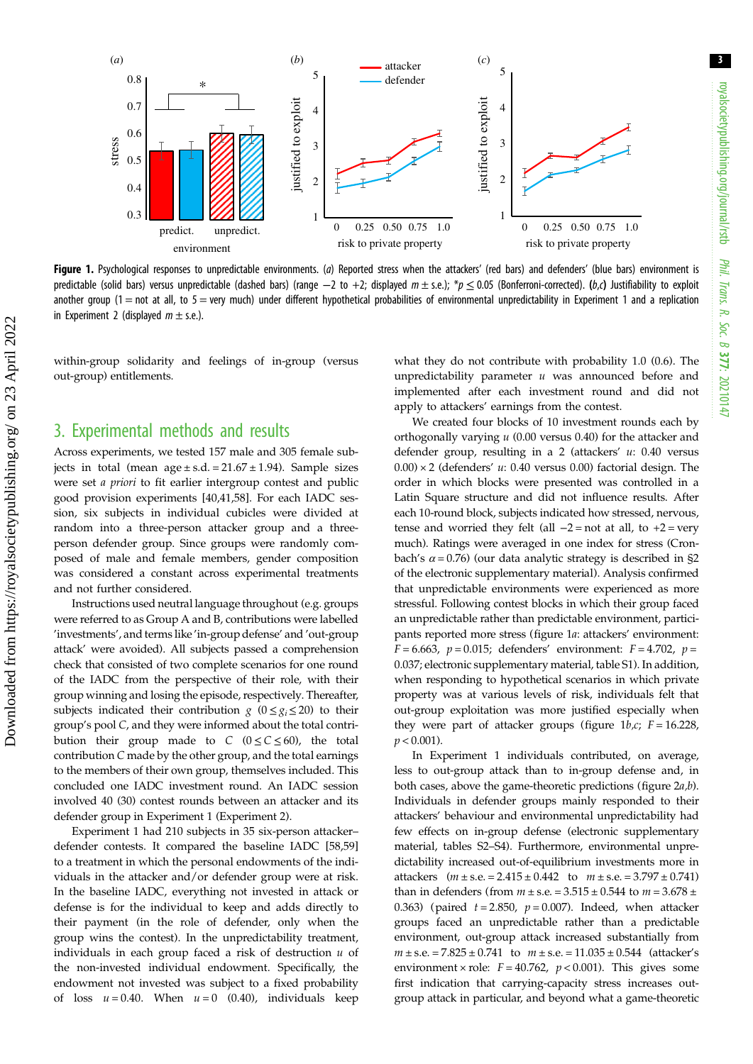(a)

0.8
0.7
0.6
0.5
0.4
0.3

stress

*

predict.
unpredict.

environment

(b)

attacker
defender

justified to exploit

5
4
3
2
1

0
0.25
0.50
0.75
1.0

risk to private property

(c)

justified to exploit

5
4
3
2
1

0
0.25
0.50
0.75
1.0

risk to private property

**Figure 1.** Psychological responses to unpredictable environments. (*a*) Reported stress when the attackers' (red bars) and defenders' (blue bars) environment is predictable (solid bars) versus unpredictable (dashed bars) (range −2 to +2; displayed $m \pm$ s.e.); $^*p \leq 0.05$ (Bonferroni-corrected). (*b*,*c*) Justifiability to exploit another group (1 = not at all, to 5 = very much) under different hypothetical probabilities of environmental unpredictability in Experiment 1 and a replication in Experiment 2 (displayed $m \pm$ s.e.).

within-group solidarity and feelings of in-group (versus out-group) entitlements.

## 3. Experimental methods and results

Across experiments, we tested 157 male and 305 female subjects in total (mean age ± s.d. = 21.67 ± 1.94). Sample sizes were set *a priori* to fit earlier intergroup contest and public good provision experiments [40,41,58]. For each IADC session, six subjects in individual cubicles were divided at random into a three-person attacker group and a three-person defender group. Since groups were randomly composed of male and female members, gender composition was considered a constant across experimental treatments and not further considered.

Instructions used neutral language throughout (e.g. groups were referred to as Group A and B, contributions were labelled 'investments', and terms like 'in-group defense' and 'out-group attack' were avoided). All subjects passed a comprehension check that consisted of two complete scenarios for one round of the IADC from the perspective of their role, with their group winning and losing the episode, respectively. Thereafter, subjects indicated their contribution $g$ $(0 \leq g_i \leq 20)$ to their group's pool $C$, and they were informed about the total contribution their group made to $C$ $(0 \leq C \leq 60)$, the total contribution $C$ made by the other group, and the total earnings to the members of their own group, themselves included. This concluded one IADC investment round. An IADC session involved 40 (30) contest rounds between an attacker and its defender group in Experiment 1 (Experiment 2).

Experiment 1 had 210 subjects in 35 six-person attacker–defender contests. It compared the baseline IADC [58,59] to a treatment in which the personal endowments of the individuals in the attacker and/or defender group were at risk. In the baseline IADC, everything not invested in attack or defense is for the individual to keep and adds directly to their payment (in the role of defender, only when the group wins the contest). In the unpredictability treatment, individuals in each group faced a risk of destruction $u$ of the non-invested individual endowment. Specifically, the endowment not invested was subject to a fixed probability of loss $u = 0.40$. When $u = 0$ (0.40), individuals keep what they do not contribute with probability 1.0 (0.6). The unpredictability parameter $u$ was announced before and implemented after each investment round and did not apply to attackers' earnings from the contest.

We created four blocks of 10 investment rounds each by orthogonally varying $u$ (0.00 versus 0.40) for the attacker and defender group, resulting in a 2 (attackers' $u$: 0.40 versus 0.00) × 2 (defenders' $u$: 0.40 versus 0.00) factorial design. The order in which blocks were presented was controlled in a Latin Square structure and did not influence results. After each 10-round block, subjects indicated how stressed, nervous, tense and worried they felt (all −2 = not at all, to +2 = very much). Ratings were averaged in one index for stress (Cronbach's $\alpha = 0.76$) (our data analytic strategy is described in §2 of the electronic supplementary material). Analysis confirmed that unpredictable environments were experienced as more stressful. Following contest blocks in which their group faced an unpredictable rather than predictable environment, participants reported more stress (figure 1*a*: attackers' environment: $F = 6.663$, $p = 0.015$; defenders' environment: $F = 4.702$, $p = 0.037$; electronic supplementary material, table S1). In addition, when responding to hypothetical scenarios in which private property was at various levels of risk, individuals felt that out-group exploitation was more justified especially when they were part of attacker groups (figure 1*b*,*c*; $F = 16.228$, $p < 0.001$).

In Experiment 1 individuals contributed, on average, less to out-group attack than to in-group defense and, in both cases, above the game-theoretic predictions (figure 2*a*,*b*). Individuals in defender groups mainly responded to their attackers' behaviour and environmental unpredictability had few effects on in-group defense (electronic supplementary material, tables S2–S4). Furthermore, environmental unpredictability increased out-of-equilibrium investments more in attackers ($m \pm$ s.e. = 2.415 ± 0.442 to $m \pm$ s.e. = 3.797 ± 0.741) than in defenders (from $m \pm$ s.e. = 3.515 ± 0.544 to $m$ = 3.678 ± 0.363) (paired $t = 2.850$, $p = 0.007$). Indeed, when attacker groups faced an unpredictable rather than a predictable environment, out-group attack increased substantially from $m \pm$ s.e. = 7.825 ± 0.741 to $m \pm$ s.e. = 11.035 ± 0.544 (attacker's environment × role: $F = 40.762$, $p < 0.001$). This gives some first indication that carrying-capacity stress increases out-group attack in particular, and beyond what a game-theoretic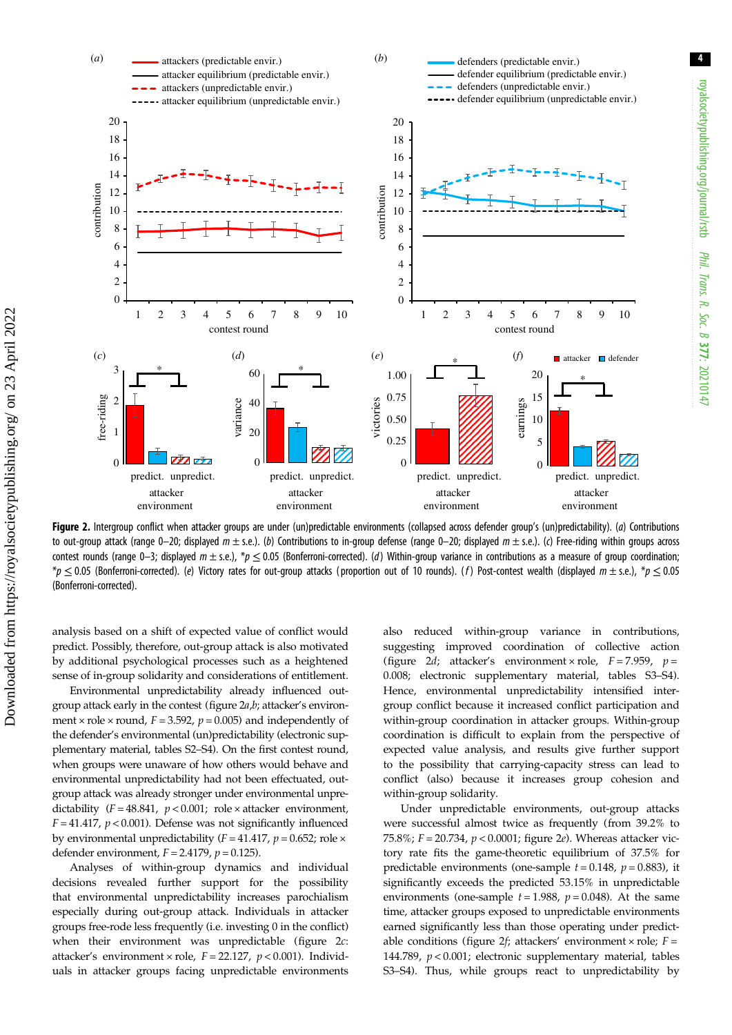**Figure 2.** Intergroup conflict when attacker groups are under (un)predictable environments (collapsed across defender group's (un)predictability). (*a*) Contributions to out-group attack (range 0–20; displayed $m \pm$ s.e.). (*b*) Contributions to in-group defense (range 0–20; displayed $m \pm$ s.e.). (*c*) Free-riding within groups across contest rounds (range 0–3; displayed $m \pm$ s.e.), $^*p \leq 0.05$ (Bonferroni-corrected). (*d*) Within-group variance in contributions as a measure of group coordination; $^*p \leq 0.05$ (Bonferroni-corrected). (*e*) Victory rates for out-group attacks (proportion out of 10 rounds). (*f*) Post-contest wealth (displayed $m \pm$ s.e.), $^*p \leq 0.05$ (Bonferroni-corrected).

analysis based on a shift of expected value of conflict would predict. Possibly, therefore, out-group attack is also motivated by additional psychological processes such as a heightened sense of in-group solidarity and considerations of entitlement.

Environmental unpredictability already influenced out-group attack early in the contest (figure 2*a*,*b*; attacker's environment × role × round, $F = 3.592$, $p = 0.005$) and independently of the defender's environmental (un)predictability (electronic supplementary material, tables S2–S4). On the first contest round, when groups were unaware of how others would behave and environmental unpredictability had not been effectuated, out-group attack was already stronger under environmental unpredictability ($F = 48.841$, $p < 0.001$; role × attacker environment, $F = 41.417$, $p < 0.001$). Defense was not significantly influenced by environmental unpredictability ($F = 41.417$, $p = 0.652$; role × defender environment, $F = 2.4179$, $p = 0.125$).

Analyses of within-group dynamics and individual decisions revealed further support for the possibility that environmental unpredictability increases parochialism especially during out-group attack. Individuals in attacker groups free-rode less frequently (i.e. investing 0 in the conflict) when their environment was unpredictable (figure 2*c*: attacker's environment × role, $F = 22.127$, $p < 0.001$). Individuals in attacker groups facing unpredictable environments also reduced within-group variance in contributions, suggesting improved coordination of collective action (figure 2*d*; attacker's environment × role, $F = 7.959$, $p = 0.008$; electronic supplementary material, tables S3–S4). Hence, environmental unpredictability intensified intergroup conflict because it increased conflict participation and within-group coordination in attacker groups. Within-group coordination is difficult to explain from the perspective of expected value analysis, and results give further support to the possibility that carrying-capacity stress can lead to conflict (also) because it increases group cohesion and within-group solidarity.

Under unpredictable environments, out-group attacks were successful almost twice as frequently (from 39.2% to 75.8%; $F = 20.734$, $p < 0.0001$; figure 2*e*). Whereas attacker victory rate fits the game-theoretic equilibrium of 37.5% for predictable environments (one-sample $t = 0.148$, $p = 0.883$), it significantly exceeds the predicted 53.15% in unpredictable environments (one-sample $t = 1.988$, $p = 0.048$). At the same time, attacker groups exposed to unpredictable environments earned significantly less than those operating under predictable conditions (figure 2*f*; attackers' environment × role; $F = 144.789$, $p < 0.001$; electronic supplementary material, tables S3–S4). Thus, while groups react to unpredictability by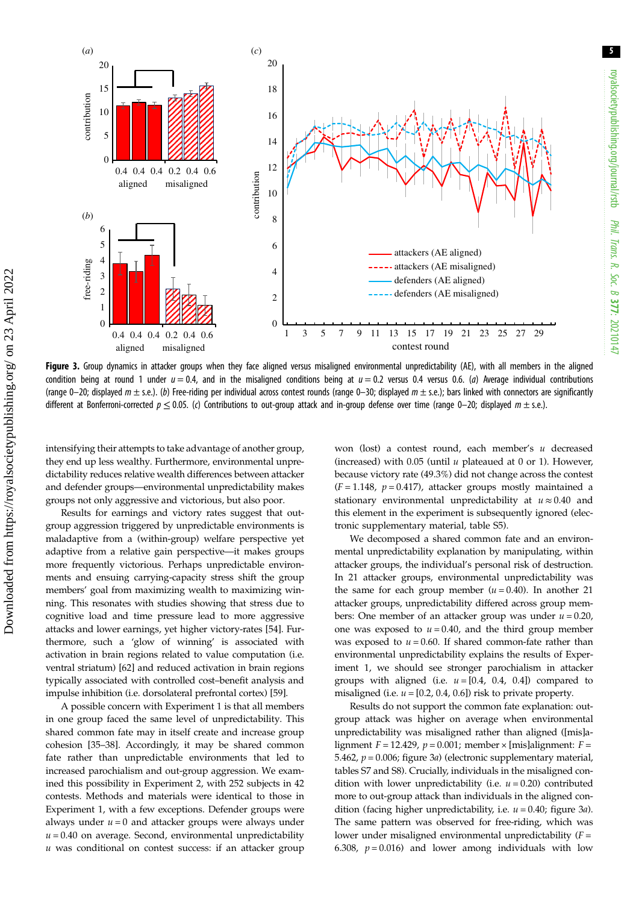(a)

20
15
10
5
0
contribution
0.4 0.4 0.4 0.2 0.4 0.6
aligned misaligned

(b)

6
5
4
3
2
1
0
free-riding
0.4 0.4 0.4 0.2 0.4 0.6
aligned misaligned

(c)

20
18
16
14
12
10
8
6
4
2
0
contribution
1 3 5 7 9 11 13 15 17 19 21 23 25 27 29
contest round

attackers (AE aligned)
attackers (AE misaligned)
defenders (AE aligned)
defenders (AE misaligned)

**Figure 3.** Group dynamics in attacker groups when they face aligned versus misaligned environmental unpredictability (AE), with all members in the aligned condition being at round 1 under $u = 0.4$, and in the misaligned conditions being at $u = 0.2$ versus 0.4 versus 0.6. (*a*) Average individual contributions (range 0–20; displayed $m \pm$ s.e.). (*b*) Free-riding per individual across contest rounds (range 0–30; displayed $m \pm$ s.e.); bars linked with connectors are significantly different at Bonferroni-corrected $p \leq 0.05$. (*c*) Contributions to out-group attack and in-group defense over time (range 0–20; displayed $m \pm$ s.e.).

intensifying their attempts to take advantage of another group, they end up less wealthy. Furthermore, environmental unpredictability reduces relative wealth differences between attacker and defender groups—environmental unpredictability makes groups not only aggressive and victorious, but also poor.

Results for earnings and victory rates suggest that out-group aggression triggered by unpredictable environments is maladaptive from a (within-group) welfare perspective yet adaptive from a relative gain perspective—it makes groups more frequently victorious. Perhaps unpredictable environments and ensuing carrying-capacity stress shift the group members' goal from maximizing wealth to maximizing winning. This resonates with studies showing that stress due to cognitive load and time pressure lead to more aggressive attacks and lower earnings, yet higher victory-rates [54]. Furthermore, such a 'glow of winning' is associated with activation in brain regions related to value computation (i.e. ventral striatum) [62] and reduced activation in brain regions typically associated with controlled cost–benefit analysis and impulse inhibition (i.e. dorsolateral prefrontal cortex) [59].

A possible concern with Experiment 1 is that all members in one group faced the same level of unpredictability. This shared common fate may in itself create and increase group cohesion [35–38]. Accordingly, it may be shared common fate rather than unpredictable environments that led to increased parochialism and out-group aggression. We examined this possibility in Experiment 2, with 252 subjects in 42 contests. Methods and materials were identical to those in Experiment 1, with a few exceptions. Defender groups were always under $u = 0$ and attacker groups were always under $u = 0.40$ on average. Second, environmental unpredictability $u$ was conditional on contest success: if an attacker group won (lost) a contest round, each member's $u$ decreased (increased) with 0.05 (until $u$ plateaued at 0 or 1). However, because victory rate (49.3%) did not change across the contest ($F = 1.148$, $p = 0.417$), attacker groups mostly maintained a stationary environmental unpredictability at $u \approx 0.40$ and this element in the experiment is subsequently ignored (electronic supplementary material, table S5).

We decomposed a shared common fate and an environmental unpredictability explanation by manipulating, within attacker groups, the individual's personal risk of destruction. In 21 attacker groups, environmental unpredictability was the same for each group member ($u = 0.40$). In another 21 attacker groups, unpredictability differed across group members: One member of an attacker group was under $u = 0.20$, one was exposed to $u = 0.40$, and the third group member was exposed to $u = 0.60$. If shared common-fate rather than environmental unpredictability explains the results of Experiment 1, we should see stronger parochialism in attacker groups with aligned (i.e. $u = [0.4, 0.4, 0.4]$) compared to misaligned (i.e. $u = [0.2, 0.4, 0.6]$) risk to private property.

Results do not support the common fate explanation: out-group attack was higher on average when environmental unpredictability was misaligned rather than aligned ([mis]alignment $F = 12.429$, $p = 0.001$; member × [mis]alignment: $F = 5.462$, $p = 0.006$; figure 3*a*) (electronic supplementary material, tables S7 and S8). Crucially, individuals in the misaligned condition with lower unpredictability (i.e. $u = 0.20$) contributed more to out-group attack than individuals in the aligned condition (facing higher unpredictability, i.e. $u = 0.40$; figure 3*a*). The same pattern was observed for free-riding, which was lower under misaligned environmental unpredictability ($F = 6.308$, $p = 0.016$) and lower among individuals with low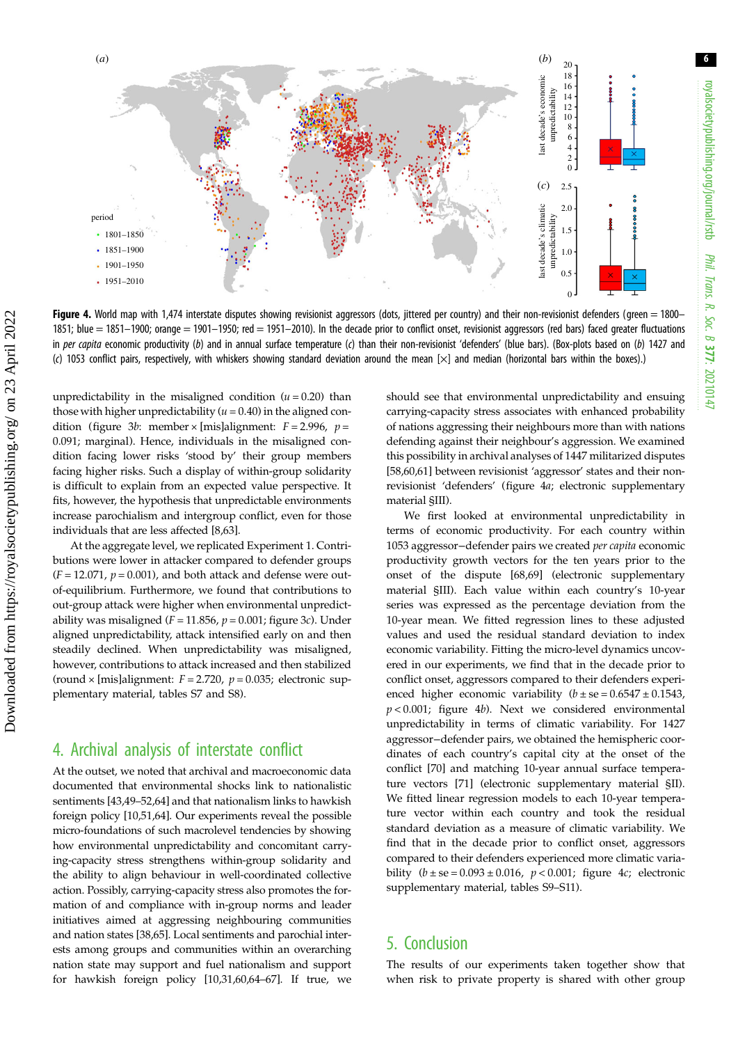(a)

period
- 1801–1850
- 1851–1900
- 1901–1950
- 1951–2010

(b)

last decade's economic unpredictability

20
18
16
14
12
10
8
6
4
2
0

(c)

last decade's climatic unpredictability

2.5
2.0
1.5
1.0
0.5
0

**Figure 4.** World map with 1,474 interstate disputes showing revisionist aggressors (dots, jittered per country) and their non-revisionist defenders (green = 1800–1851; blue = 1851–1900; orange = 1901–1950; red = 1951–2010). In the decade prior to conflict onset, revisionist aggressors (red bars) faced greater fluctuations in *per capita* economic productivity (*b*) and in annual surface temperature (*c*) than their non-revisionist 'defenders' (blue bars). (Box-plots based on (*b*) 1427 and (*c*) 1053 conflict pairs, respectively, with whiskers showing standard deviation around the mean [×] and median (horizontal bars within the boxes).)

unpredictability in the misaligned condition ($u = 0.20$) than those with higher unpredictability ($u = 0.40$) in the aligned condition (figure 3*b*: member × [mis]alignment: $F = 2.996$, $p = 0.091$; marginal). Hence, individuals in the misaligned condition facing lower risks 'stood by' their group members facing higher risks. Such a display of within-group solidarity is difficult to explain from an expected value perspective. It fits, however, the hypothesis that unpredictable environments increase parochialism and intergroup conflict, even for those individuals that are less affected [8,63].

At the aggregate level, we replicated Experiment 1. Contributions were lower in attacker compared to defender groups ($F = 12.071$, $p = 0.001$), and both attack and defense were out-of-equilibrium. Furthermore, we found that contributions to out-group attack were higher when environmental unpredictability was misaligned ($F = 11.856$, $p = 0.001$; figure 3*c*). Under aligned unpredictability, attack intensified early on and then steadily declined. When unpredictability was misaligned, however, contributions to attack increased and then stabilized (round × [mis]alignment: $F = 2.720$, $p = 0.035$; electronic supplementary material, tables S7 and S8).

## 4. Archival analysis of interstate conflict

At the outset, we noted that archival and macroeconomic data documented that environmental shocks link to nationalistic sentiments [43,49–52,64] and that nationalism links to hawkish foreign policy [10,51,64]. Our experiments reveal the possible micro-foundations of such macrolevel tendencies by showing how environmental unpredictability and concomitant carrying-capacity stress strengthens within-group solidarity and the ability to align behaviour in well-coordinated collective action. Possibly, carrying-capacity stress also promotes the formation of and compliance with in-group norms and leader initiatives aimed at aggressing neighbouring communities and nation states [38,65]. Local sentiments and parochial interests among groups and communities within an overarching nation state may support and fuel nationalism and support for hawkish foreign policy [10,31,60,64–67]. If true, we should see that environmental unpredictability and ensuing carrying-capacity stress associates with enhanced probability of nations aggressing their neighbours more than with nations defending against their neighbour's aggression. We examined this possibility in archival analyses of 1447 militarized disputes [58,60,61] between revisionist 'aggressor' states and their non-revisionist 'defenders' (figure 4*a*; electronic supplementary material §III).

We first looked at environmental unpredictability in terms of economic productivity. For each country within 1053 aggressor–defender pairs we created *per capita* economic productivity growth vectors for the ten years prior to the onset of the dispute [68,69] (electronic supplementary material §III). Each value within each country's 10-year series was expressed as the percentage deviation from the 10-year mean. We fitted regression lines to these adjusted values and used the residual standard deviation to index economic variability. Fitting the micro-level dynamics uncovered in our experiments, we find that in the decade prior to conflict onset, aggressors compared to their defenders experienced higher economic variability ($b \pm \text{se} = 0.6547 \pm 0.1543$, $p < 0.001$; figure 4*b*). Next we considered environmental unpredictability in terms of climatic variability. For 1427 aggressor–defender pairs, we obtained the hemispheric coordinates of each country's capital city at the onset of the conflict [70] and matching 10-year annual surface temperature vectors [71] (electronic supplementary material §II). We fitted linear regression models to each 10-year temperature vector within each country and took the residual standard deviation as a measure of climatic variability. We find that in the decade prior to conflict onset, aggressors compared to their defenders experienced more climatic variability ($b \pm \text{se} = 0.093 \pm 0.016$, $p < 0.001$; figure 4*c*; electronic supplementary material, tables S9–S11).

## 5. Conclusion

The results of our experiments taken together show that when risk to private property is shared with other group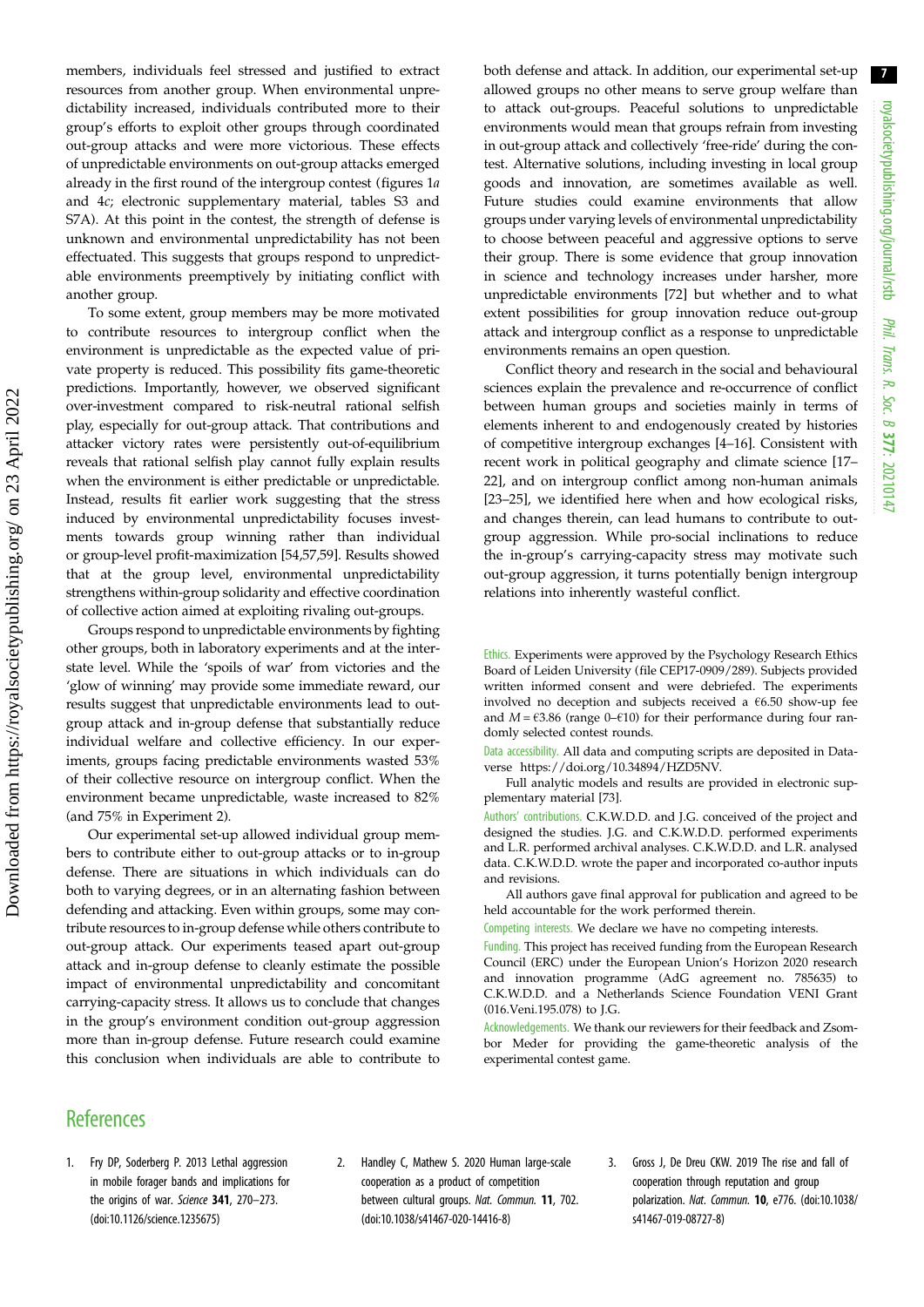members, individuals feel stressed and justified to extract resources from another group. When environmental unpredictability increased, individuals contributed more to their group's efforts to exploit other groups through coordinated out-group attacks and were more victorious. These effects of unpredictable environments on out-group attacks emerged already in the first round of the intergroup contest (figures 1*a* and 4*c*; electronic supplementary material, tables S3 and S7A). At this point in the contest, the strength of defense is unknown and environmental unpredictability has not been effectuated. This suggests that groups respond to unpredictable environments preemptively by initiating conflict with another group.

To some extent, group members may be more motivated to contribute resources to intergroup conflict when the environment is unpredictable as the expected value of private property is reduced. This possibility fits game-theoretic predictions. Importantly, however, we observed significant over-investment compared to risk-neutral rational selfish play, especially for out-group attack. That contributions and attacker victory rates were persistently out-of-equilibrium reveals that rational selfish play cannot fully explain results when the environment is either predictable or unpredictable. Instead, results fit earlier work suggesting that the stress induced by environmental unpredictability focuses investments towards group winning rather than individual or group-level profit-maximization [54,57,59]. Results showed that at the group level, environmental unpredictability strengthens within-group solidarity and effective coordination of collective action aimed at exploiting rivaling out-groups.

Groups respond to unpredictable environments by fighting other groups, both in laboratory experiments and at the interstate level. While the 'spoils of war' from victories and the 'glow of winning' may provide some immediate reward, our results suggest that unpredictable environments lead to out-group attack and in-group defense that substantially reduce individual welfare and collective efficiency. In our experiments, groups facing predictable environments wasted 53% of their collective resource on intergroup conflict. When the environment became unpredictable, waste increased to 82% (and 75% in Experiment 2).

Our experimental set-up allowed individual group members to contribute either to out-group attacks or to in-group defense. There are situations in which individuals can do both to varying degrees, or in an alternating fashion between defending and attacking. Even within groups, some may contribute resources to in-group defense while others contribute to out-group attack. Our experiments teased apart out-group attack and in-group defense to cleanly estimate the possible impact of environmental unpredictability and concomitant carrying-capacity stress. It allows us to conclude that changes in the group's environment condition out-group aggression more than in-group defense. Future research could examine this conclusion when individuals are able to contribute to both defense and attack. In addition, our experimental set-up allowed groups no other means to serve group welfare than to attack out-groups. Peaceful solutions to unpredictable environments would mean that groups refrain from investing in out-group attack and collectively 'free-ride' during the contest. Alternative solutions, including investing in local group goods and innovation, are sometimes available as well. Future studies could examine environments that allow groups under varying levels of environmental unpredictability to choose between peaceful and aggressive options to serve their group. There is some evidence that group innovation in science and technology increases under harsher, more unpredictable environments [72] but whether and to what extent possibilities for group innovation reduce out-group attack and intergroup conflict as a response to unpredictable environments remains an open question.

Conflict theory and research in the social and behavioural sciences explain the prevalence and re-occurrence of conflict between human groups and societies mainly in terms of elements inherent to and endogenously created by histories of competitive intergroup exchanges [4–16]. Consistent with recent work in political geography and climate science [17–22], and on intergroup conflict among non-human animals [23–25], we identified here when and how ecological risks, and changes therein, can lead humans to contribute to out-group aggression. While pro-social inclinations to reduce the in-group's carrying-capacity stress may motivate such out-group aggression, it turns potentially benign intergroup relations into inherently wasteful conflict.

Ethics. Experiments were approved by the Psychology Research Ethics Board of Leiden University (file CEP17-0909/289). Subjects provided written informed consent and were debriefed. The experiments involved no deception and subjects received a €6.50 show-up fee and $M$ = €3.86 (range 0–€10) for their performance during four randomly selected contest rounds.

Data accessibility. All data and computing scripts are deposited in Dataverse https://doi.org/10.34894/HZD5NV.

Full analytic models and results are provided in electronic supplementary material [73].

Authors' contributions. C.K.W.D.D. and J.G. conceived of the project and designed the studies. J.G. and C.K.W.D.D. performed experiments and L.R. performed archival analyses. C.K.W.D.D. and L.R. analysed data. C.K.W.D.D. wrote the paper and incorporated co-author inputs and revisions.

All authors gave final approval for publication and agreed to be held accountable for the work performed therein.

Competing interests. We declare we have no competing interests.

Funding. This project has received funding from the European Research Council (ERC) under the European Union's Horizon 2020 research and innovation programme (AdG agreement no. 785635) to C.K.W.D.D. and a Netherlands Science Foundation VENI Grant (016.Veni.195.078) to J.G.

Acknowledgements. We thank our reviewers for their feedback and Zsombor Meder for providing the game-theoretic analysis of the experimental contest game.

## References

1. Fry DP, Soderberg P. 2013 Lethal aggression in mobile forager bands and implications for the origins of war. *Science* **341**, 270–273. (doi:10.1126/science.1235675)
2. Handley C, Mathew S. 2020 Human large-scale cooperation as a product of competition between cultural groups. *Nat. Commun.* **11**, 702. (doi:10.1038/s41467-020-14416-8)
3. Gross J, De Dreu CKW. 2019 The rise and fall of cooperation through reputation and group polarization. *Nat. Commun.* **10**, e776. (doi:10.1038/s41467-019-08727-8)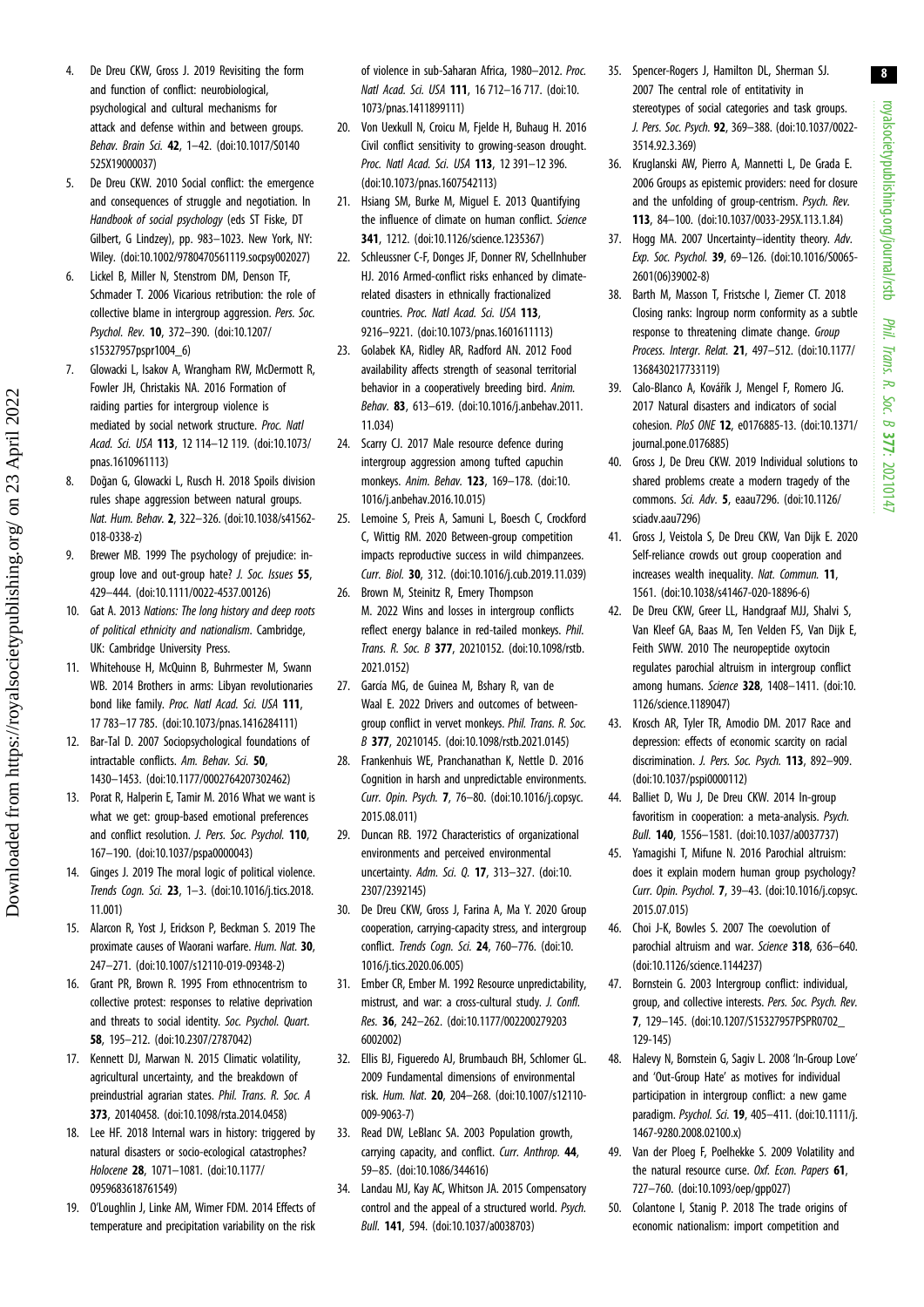4. De Dreu CKW, Gross J. 2019 Revisiting the form and function of conflict: neurobiological, psychological and cultural mechanisms for attack and defense within and between groups. *Behav. Brain Sci.* **42**, 1–42. (doi:10.1017/S0140525X19000037)
5. De Dreu CKW. 2010 Social conflict: the emergence and consequences of struggle and negotiation. In *Handbook of social psychology* (eds ST Fiske, DT Gilbert, G Lindzey), pp. 983–1023. New York, NY: Wiley. (doi:10.1002/9780470561119.socpsy002027)
6. Lickel B, Miller N, Stenstrom DM, Denson TF, Schmader T. 2006 Vicarious retribution: the role of collective blame in intergroup aggression. *Pers. Soc. Psychol. Rev.* **10**, 372–390. (doi:10.1207/s15327957pspr1004_6)
7. Glowacki L, Isakov A, Wrangham RW, McDermott R, Fowler JH, Christakis NA. 2016 Formation of raiding parties for intergroup violence is mediated by social network structure. *Proc. Natl Acad. Sci. USA* **113**, 12 114–12 119. (doi:10.1073/pnas.1610961113)
8. Doğan G, Glowacki L, Rusch H. 2018 Spoils division rules shape aggression between natural groups. *Nat. Hum. Behav.* **2**, 322–326. (doi:10.1038/s41562-018-0338-z)
9. Brewer MB. 1999 The psychology of prejudice: ingroup love and out-group hate? *J. Soc. Issues* **55**, 429–444. (doi:10.1111/0022-4537.00126)
10. Gat A. 2013 *Nations: The long history and deep roots of political ethnicity and nationalism*. Cambridge, UK: Cambridge University Press.
11. Whitehouse H, McQuinn B, Buhrmester M, Swann WB. 2014 Brothers in arms: Libyan revolutionaries bond like family. *Proc. Natl Acad. Sci. USA* **111**, 17 783–17 785. (doi:10.1073/pnas.1416284111)
12. Bar-Tal D. 2007 Sociopsychological foundations of intractable conflicts. *Am. Behav. Sci.* **50**, 1430–1453. (doi:10.1177/0002764207302462)
13. Porat R, Halperin E, Tamir M. 2016 What we want is what we get: group-based emotional preferences and conflict resolution. *J. Pers. Soc. Psychol.* **110**, 167–190. (doi:10.1037/pspa0000043)
14. Ginges J. 2019 The moral logic of political violence. *Trends Cogn. Sci.* **23**, 1–3. (doi:10.1016/j.tics.2018.11.001)
15. Alarcon R, Yost J, Erickson P, Beckman S. 2019 The proximate causes of Waorani warfare. *Hum. Nat.* **30**, 247–271. (doi:10.1007/s12110-019-09348-2)
16. Grant PR, Brown R. 1995 From ethnocentrism to collective protest: responses to relative deprivation and threats to social identity. *Soc. Psychol. Quart.* **58**, 195–212. (doi:10.2307/2787042)
17. Kennett DJ, Marwan N. 2015 Climatic volatility, agricultural uncertainty, and the breakdown of preindustrial agrarian states. *Phil. Trans. R. Soc. A* **373**, 20140458. (doi:10.1098/rsta.2014.0458)
18. Lee HF. 2018 Internal wars in history: triggered by natural disasters or socio-ecological catastrophes? *Holocene* **28**, 1071–1081. (doi:10.1177/0959683618761549)
19. O'Loughlin J, Linke AM, Witmer FDM. 2014 Effects of temperature and precipitation variability on the risk of violence in sub-Saharan Africa, 1980–2012. *Proc. Natl Acad. Sci. USA* **111**, 16 712–16 717. (doi:10.1073/pnas.1411899111)
20. Von Uexkull N, Croicu M, Fjelde H, Buhaug H. 2016 Civil conflict sensitivity to growing-season drought. *Proc. Natl Acad. Sci. USA* **113**, 12 391–12 396. (doi:10.1073/pnas.1607542113)
21. Hsiang SM, Burke M, Miguel E. 2013 Quantifying the influence of climate on human conflict. *Science* **341**, 1212. (doi:10.1126/science.1235367)
22. Schleussner C-F, Donges JF, Donner RV, Schellnhuber HJ. 2016 Armed-conflict risks enhanced by climate-related disasters in ethnically fractionalized countries. *Proc. Natl Acad. Sci. USA* **113**, 9216–9221. (doi:10.1073/pnas.1601611113)
23. Golabek KA, Ridley AR, Radford AN. 2012 Food availability affects strength of seasonal territorial behavior in a cooperatively breeding bird. *Anim. Behav.* **83**, 613–619. (doi:10.1016/j.anbehav.2011.11.034)
24. Scarry CJ. 2017 Male resource defence during intergroup aggression among tufted capuchin monkeys. *Anim. Behav.* **123**, 169–178. (doi:10.1016/j.anbehav.2016.10.015)
25. Lemoine S, Preis A, Samuni L, Boesch C, Crockford C, Wittig RM. 2020 Between-group competition impacts reproductive success in wild chimpanzees. *Curr. Biol.* **30**, 312. (doi:10.1016/j.cub.2019.11.039)
26. Brown M, Steinitz R, Emery Thompson M. 2022 Wins and losses in intergroup conflicts reflect energy balance in red-tailed monkeys. *Phil. Trans. R. Soc. B* **377**, 20210152. (doi:10.1098/rstb.2021.0152)
27. García MG, de Guinea M, Bshary R, van de Waal E. 2022 Drivers and outcomes of between-group conflict in vervet monkeys. *Phil. Trans. R. Soc. B* **377**, 20210145. (doi:10.1098/rstb.2021.0145)
28. Frankenhuis WE, Pranchanathan K, Nettle D. 2016 Cognition in harsh and unpredictable environments. *Curr. Opin. Psych.* **7**, 76–80. (doi:10.1016/j.copsyc.2015.08.011)
29. Duncan RB. 1972 Characteristics of organizational environments and perceived environmental uncertainty. *Adm. Sci. Q.* **17**, 313–327. (doi:10.2307/2392145)
30. De Dreu CKW, Gross J, Farina A, Ma Y. 2020 Group cooperation, carrying-capacity stress, and intergroup conflict. *Trends Cogn. Sci.* **24**, 760–776. (doi:10.1016/j.tics.2020.06.005)
31. Ember CR, Ember M. 1992 Resource unpredictability, mistrust, and war: a cross-cultural study. *J. Confl. Res.* **36**, 242–262. (doi:10.1177/002200279203 6002002)
32. Ellis BJ, Figueredo AJ, Brumbauch BH, Schlomer GL. 2009 Fundamental dimensions of environmental risk. *Hum. Nat.* **20**, 204–268. (doi:10.1007/s12110-009-9063-7)
33. Read DW, LeBlanc SA. 2003 Population growth, carrying capacity, and conflict. *Curr. Anthrop.* **44**, 59–85. (doi:10.1086/344616)
34. Landau MJ, Kay AC, Whitson JA. 2015 Compensatory control and the appeal of a structured world. *Psych. Bull.* **141**, 594. (doi:10.1037/a0038703)
35. Spencer-Rogers J, Hamilton DL, Sherman SJ. 2007 The central role of entitativity in stereotypes of social categories and task groups. *J. Pers. Soc. Psych.* **92**, 369–388. (doi:10.1037/0022-3514.92.3.369)
36. Kruglanski AW, Pierro A, Mannetti L, De Grada E. 2006 Groups as epistemic providers: need for closure and the unfolding of group-centrism. *Psych. Rev.* **113**, 84–100. (doi:10.1037/0033-295X.113.1.84)
37. Hogg MA. 2007 Uncertainty–identity theory. *Adv. Exp. Soc. Psychol.* **39**, 69–126. (doi:10.1016/S0065-2601(06)39002-8)
38. Barth M, Masson T, Fristsche I, Ziemer CT. 2018 Closing ranks: Ingroup norm conformity as a subtle response to threatening climate change. *Group Process. Intergr. Relat.* **21**, 497–512. (doi:10.1177/1368430217733119)
39. Calo-Blanco A, Kovářík J, Mengel F, Romero JG. 2017 Natural disasters and indicators of social cohesion. *PloS ONE* **12**, e0176885-13. (doi:10.1371/journal.pone.0176885)
40. Gross J, De Dreu CKW. 2019 Individual solutions to shared problems create a modern tragedy of the commons. *Sci. Adv.* **5**, eaau7296. (doi:10.1126/sciadv.aau7296)
41. Gross J, Veistola S, De Dreu CKW, Van Dijk E. 2020 Self-reliance crowds out group cooperation and increases wealth inequality. *Nat. Commun.* **11**, 1561. (doi:10.1038/s41467-020-18896-6)
42. De Dreu CKW, Greer LL, Handgraaf MJJ, Shalvi S, Van Kleef GA, Baas M, Ten Velden FS, Van Dijk E, Feith SWW. 2010 The neuropeptide oxytocin regulates parochial altruism in intergroup conflict among humans. *Science* **328**, 1408–1411. (doi:10.1126/science.1189047)
43. Krosch AR, Tyler TR, Amodio DM. 2017 Race and depression: effects of economic scarcity on racial discrimination. *J. Pers. Soc. Psych.* **113**, 892–909. (doi:10.1037/pspi0000112)
44. Balliet D, Wu J, De Dreu CKW. 2014 In-group favoritism in cooperation: a meta-analysis. *Psych. Bull.* **140**, 1556–1581. (doi:10.1037/a0037737)
45. Yamagishi T, Mifune N. 2016 Parochial altruism: does it explain modern human group psychology? *Curr. Opin. Psychol.* **7**, 39–43. (doi:10.1016/j.copsyc.2015.07.015)
46. Choi J-K, Bowles S. 2007 The coevolution of parochial altruism and war. *Science* **318**, 636–640. (doi:10.1126/science.1144237)
47. Bornstein G. 2003 Intergroup conflict: individual, group, and collective interests. *Pers. Soc. Psych. Rev.* **7**, 129–145. (doi:10.1207/S15327957PSPR0702_129-145)
48. Halevy N, Bornstein G, Sagiv L. 2008 'In-Group Love' and 'Out-Group Hate' as motives for individual participation in intergroup conflict: a new game paradigm. *Psychol. Sci.* **19**, 405–411. (doi:10.1111/j.1467-9280.2008.02100.x)
49. Van der Ploeg F, Poelhekke S. 2009 Volatility and the natural resource curse. *Oxf. Econ. Papers* **61**, 727–760. (doi:10.1093/oep/gpp027)
50. Colantone I, Stanig P. 2018 The trade origins of economic nationalism: import competition and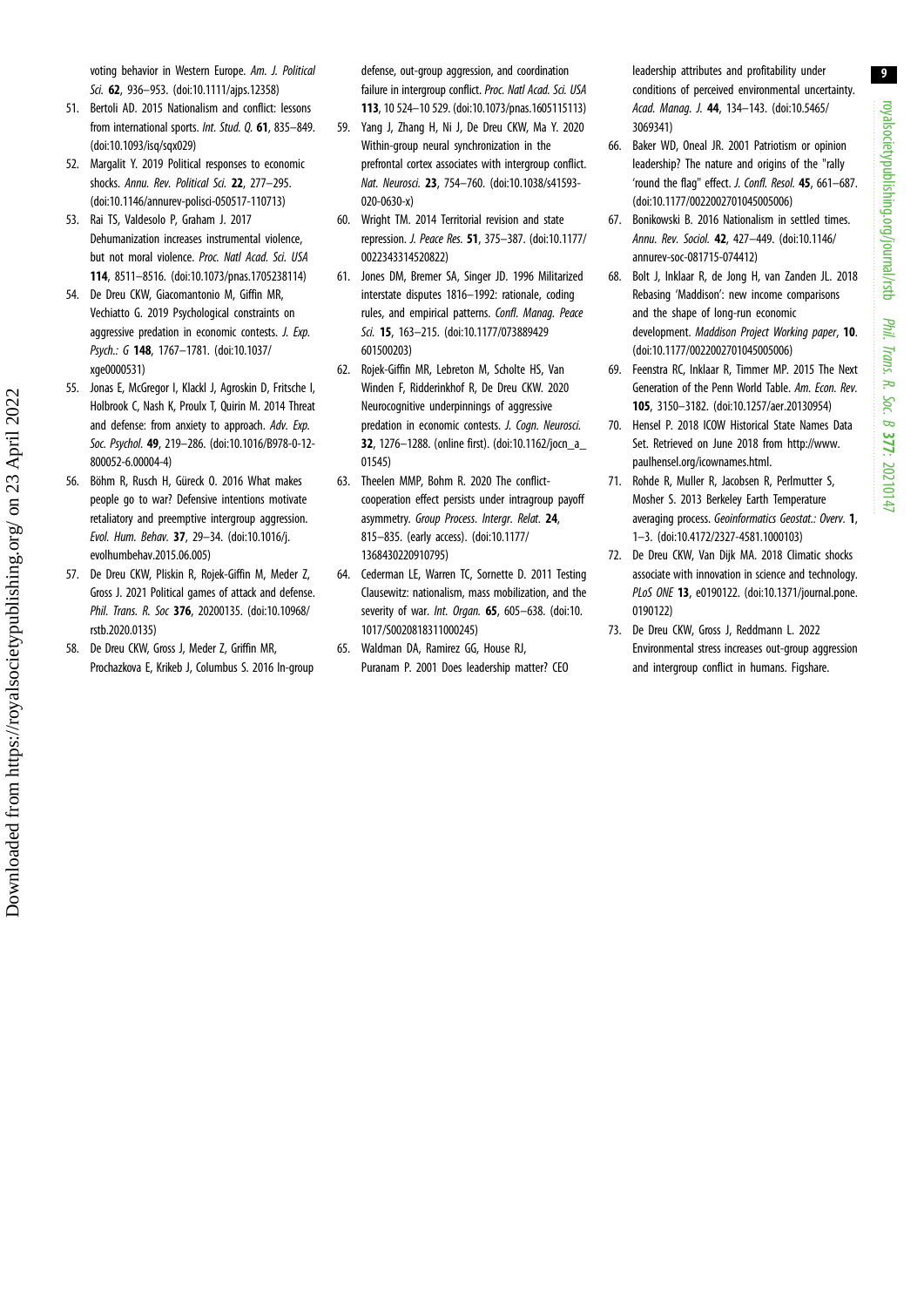voting behavior in Western Europe. *Am. J. Political Sci.* **62**, 936–953. (doi:10.1111/ajps.12358)

51. Bertoli AD. 2015 Nationalism and conflict: lessons from international sports. *Int. Stud. Q.* **61**, 835–849. (doi:10.1093/isq/sqx029)
52. Margalit Y. 2019 Political responses to economic shocks. *Annu. Rev. Political Sci.* **22**, 277–295. (doi:10.1146/annurev-polisci-050517-110713)
53. Rai TS, Valdesolo P, Graham J. 2017 Dehumanization increases instrumental violence, but not moral violence. *Proc. Natl Acad. Sci. USA* **114**, 8511–8516. (doi:10.1073/pnas.1705238114)
54. De Dreu CKW, Giacomantonio M, Giffin MR, Vechiatto G. 2019 Psychological constraints on aggressive predation in economic contests. *J. Exp. Psych.: G* **148**, 1767–1781. (doi:10.1037/xge0000531)
55. Jonas E, McGregor I, Klackl J, Agroskin D, Fritsche I, Holbrook C, Nash K, Proulx T, Quirin M. 2014 Threat and defense: from anxiety to approach. *Adv. Exp. Soc. Psychol.* **49**, 219–286. (doi:10.1016/B978-0-12-800052-6.00004-4)
56. Böhm R, Rusch H, Gürerk O. 2016 What makes people go to war? Defensive intentions motivate retaliatory and preemptive intergroup aggression. *Evol. Hum. Behav.* **37**, 29–34. (doi:10.1016/j.evolhumbehav.2015.06.005)
57. De Dreu CKW, Pliskin R, Rojek-Giffin M, Meder Z, Gross J. 2021 Political games of attack and defense. *Phil. Trans. R. Soc* **376**, 20200135. (doi:10.10968/rstb.2020.0135)
58. De Dreu CKW, Gross J, Meder Z, Giffin MR, Prochazkova E, Krikeb J, Columbus S. 2016 In-group defense, out-group aggression, and coordination failure in intergroup conflict. *Proc. Natl Acad. Sci. USA* **113**, 10 524–10 529. (doi:10.1073/pnas.1605115113)
59. Yang J, Zhang H, Ni J, De Dreu CKW, Ma Y. 2020 Within-group neural synchronization in the prefrontal cortex associates with intergroup conflict. *Nat. Neurosci.* **23**, 754–760. (doi:10.1038/s41593-020-0630-x)
60. Wright TM. 2014 Territorial revision and state repression. *J. Peace Res.* **51**, 375–387. (doi:10.1177/0022343314520822)
61. Jones DM, Bremer SA, Singer JD. 1996 Militarized interstate disputes 1816–1992: rationale, coding rules, and empirical patterns. *Confl. Manag. Peace Sci.* **15**, 163–215. (doi:10.1177/073889429601500203)
62. Rojek-Giffin MR, Lebreton M, Scholte HS, Van Winden F, Ridderinkhof R, De Dreu CKW. 2020 Neurocognitive underpinnings of aggressive predation in economic contests. *J. Cogn. Neurosci.* **32**, 1276–1288. (online first). (doi:10.1162/jocn_a_01545)
63. Theelen MMP, Bohm R. 2020 The conflict-cooperation effect persists under intragroup payoff asymmetry. *Group Process. Intergr. Relat.* **24**, 815–835. (early access). (doi:10.1177/1368430220910795)
64. Cederman LE, Warren TC, Sornette D. 2011 Testing Clausewitz: nationalism, mass mobilization, and the severity of war. *Int. Organ.* **65**, 605–638. (doi:10.1017/S0020818311000245)
65. Waldman DA, Ramirez GG, House RJ, Puranam P. 2001 Does leadership matter? CEO leadership attributes and profitability under conditions of perceived environmental uncertainty. *Acad. Manag. J.* **44**, 134–143. (doi:10.5465/3069341)
66. Baker WD, Oneal JR. 2001 Patriotism or opinion leadership? The nature and origins of the "rally 'round the flag" effect. *J. Confl. Resol.* **45**, 661–687. (doi:10.1177/0022002701045005006)
67. Bonikowski B. 2016 Nationalism in settled times. *Annu. Rev. Sociol.* **42**, 427–449. (doi:10.1146/annurev-soc-081715-074412)
68. Bolt J, Inklaar R, de Jong H, van Zanden JL. 2018 Rebasing 'Maddison': new income comparisons and the shape of long-run economic development. *Maddison Project Working paper*, **10**. (doi:10.1177/0022002701045005006)
69. Feenstra RC, Inklaar R, Timmer MP. 2015 The Next Generation of the Penn World Table. *Am. Econ. Rev.* **105**, 3150–3182. (doi:10.1257/aer.20130954)
70. Hensel P. 2018 ICOW Historical State Names Data Set. Retrieved on June 2018 from http://www.paulhensel.org/icownames.html.
71. Rohde R, Muller R, Jacobsen R, Perlmutter S, Mosher S. 2013 Berkeley Earth Temperature averaging process. *Geoinformatics Geostat.: Overv.* **1**, 1–3. (doi:10.4172/2327-4581.1000103)
72. De Dreu CKW, Van Dijk MA. 2018 Climatic shocks associate with innovation in science and technology. *PLoS ONE* **13**, e0190122. (doi:10.1371/journal.pone.0190122)
73. De Dreu CKW, Gross J, Reddmann L. 2022 Environmental stress increases out-group aggression and intergroup conflict in humans. Figshare.